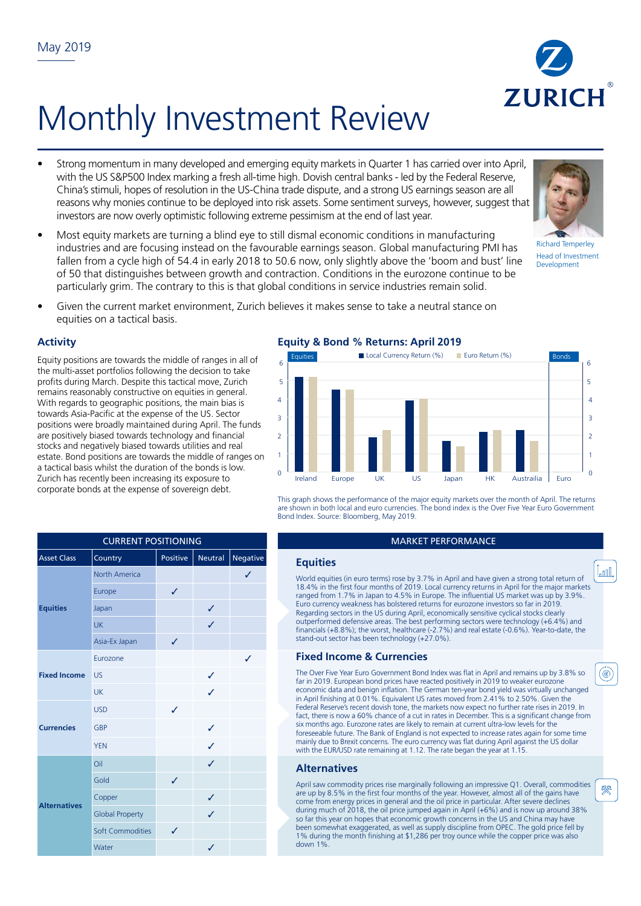May 2019

# Monthly Investment Review

- Strong momentum in many developed and emerging equity markets in Quarter 1 has carried over into April, with the US S&P500 Index marking a fresh all-time high. Dovish central banks - led by the Federal Reserve, China's stimuli, hopes of resolution in the US-China trade dispute, and a strong US earnings season are all reasons why monies continue to be deployed into risk assets. Some sentiment surveys, however, suggest that investors are now overly optimistic following extreme pessimism at the end of last year.
- Most equity markets are turning a blind eye to still dismal economic conditions in manufacturing industries and are focusing instead on the favourable earnings season. Global manufacturing PMI has fallen from a cycle high of 54.4 in early 2018 to 50.6 now, only slightly above the 'boom and bust' line of 50 that distinguishes between growth and contraction. Conditions in the eurozone continue to be particularly grim. The contrary to this is that global conditions in service industries remain solid.
- Given the current market environment, Zurich believes it makes sense to take a neutral stance on equities on a tactical basis.

Richard Temperley
Head of Investment Development

## Activity

Equity positions are towards the middle of ranges in all of the multi-asset portfolios following the decision to take profits during March. Despite this tactical move, Zurich remains reasonably constructive on equities in general. With regards to geographic positions, the main bias is towards Asia-Pacific at the expense of the US. Sector positions were broadly maintained during April. The funds are positively biased towards technology and financial stocks and negatively biased towards utilities and real estate. Bond positions are towards the middle of ranges on a tactical basis whilst the duration of the bonds is low. Zurich has recently been increasing its exposure to corporate bonds at the expense of sovereign debt.

## Equity & Bond % Returns: April 2019

This graph shows the performance of the major equity markets over the month of April. The returns are shown in both local and euro currencies. The bond index is the Over Five Year Euro Government Bond Index. Source: Bloomberg, May 2019.

| CURRENT POSITIONING | | | | |
|---|---|---|---|---|
| **Asset Class** | **Country** | **Positive** | **Neutral** | **Negative** |
| **Equities** | North America | | | ✓ |
| | Europe | ✓ | | |
| | Japan | | ✓ | |
| | UK | | ✓ | |
| | Asia-Ex Japan | ✓ | | |
| **Fixed Income** | Eurozone | | | ✓ |
| | US | | ✓ | |
| | UK | | ✓ | |
| **Currencies** | USD | ✓ | | |
| | GBP | | ✓ | |
| | YEN | | ✓ | |
| **Alternatives** | Oil | | ✓ | |
| | Gold | ✓ | | |
| | Copper | | ✓ | |
| | Global Property | | ✓ | |
| | Soft Commodities | ✓ | | |
| | Water | | ✓ | |

## MARKET PERFORMANCE

### Equities

World equities (in euro terms) rose by 3.7% in April and have given a strong total return of 18.4% in the first four months of 2019. Local currency returns in April for the major markets ranged from 1.7% in Japan to 4.5% in Europe. The influential US market was up by 3.9%. Euro currency weakness has bolstered returns for eurozone investors so far in 2019. Regarding sectors in the US during April, economically sensitive cyclical stocks clearly outperformed defensive areas. The best performing sectors were technology (+6.4%) and financials (+8.8%); the worst, healthcare (-2.7%) and real estate (-0.6%). Year-to-date, the stand-out sector has been technology (+27.0%).

### Fixed Income & Currencies

The Over Five Year Euro Government Bond Index was flat in April and remains up by 3.8% so far in 2019. European bond prices have reacted positively in 2019 to weaker eurozone economic data and benign inflation. The German ten-year bond yield was virtually unchanged in April finishing at 0.01%. Equivalent US rates moved from 2.41% to 2.50%. Given the Federal Reserve's recent dovish tone, the markets now expect no further rate rises in 2019. In fact, there is now a 60% chance of a cut in rates in December. This is a significant change from six months ago. Eurozone rates are likely to remain at current ultra-low levels for the foreseeable future. The Bank of England is not expected to increase rates again for some time mainly due to Brexit concerns. The euro currency was flat during April against the US dollar with the EUR/USD rate remaining at 1.12. The rate began the year at 1.15.

### Alternatives

April saw commodity prices rise marginally following an impressive Q1. Overall, commodities are up by 8.5% in the first four months of the year. However, almost all of the gains have come from energy prices in general and the oil price in particular. After severe declines during much of 2018, the oil price jumped again in April (+6%) and is now up around 38% so far this year on hopes that economic growth concerns in the US and China may have been somewhat exaggerated, as well as supply discipline from OPEC. The gold price fell by 1% during the month finishing at $1,286 per troy ounce while the copper price was also down 1%.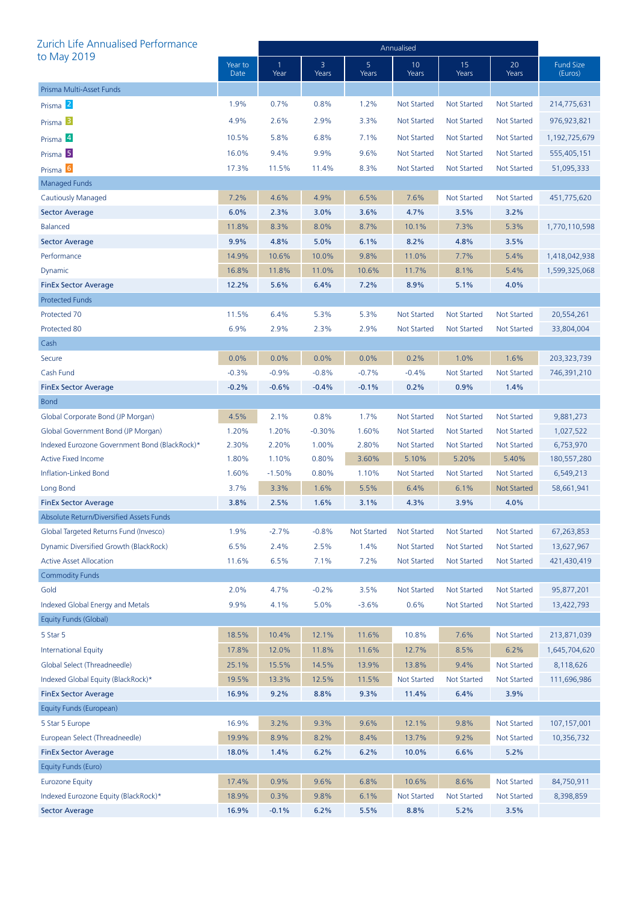## Zurich Life Annualised Performance to May 2019

| | Year to Date | 1 Year | 3 Years | 5 Years | 10 Years | 15 Years | 20 Years | Fund Size (Euros) |
|---|---|---|---|---|---|---|---|---|
| | | Annualised | | | | | | |
| **Prisma Multi-Asset Funds** | | | | | | | | |
| Prisma 2 | 1.9% | 0.7% | 0.8% | 1.2% | Not Started | Not Started | Not Started | 214,775,631 |
| Prisma 3 | 4.9% | 2.6% | 2.9% | 3.3% | Not Started | Not Started | Not Started | 976,923,821 |
| Prisma 4 | 10.5% | 5.8% | 6.8% | 7.1% | Not Started | Not Started | Not Started | 1,192,725,679 |
| Prisma 5 | 16.0% | 9.4% | 9.9% | 9.6% | Not Started | Not Started | Not Started | 555,405,151 |
| Prisma 6 | 17.3% | 11.5% | 11.4% | 8.3% | Not Started | Not Started | Not Started | 51,095,333 |
| **Managed Funds** | | | | | | | | |
| Cautiously Managed | 7.2% | 4.6% | 4.9% | 6.5% | 7.6% | Not Started | Not Started | 451,775,620 |
| **Sector Average** | **6.0%** | **2.3%** | **3.0%** | **3.6%** | **4.7%** | **3.5%** | **3.2%** | |
| Balanced | 11.8% | 8.3% | 8.0% | 8.7% | 10.1% | 7.3% | 5.3% | 1,770,110,598 |
| **Sector Average** | **9.9%** | **4.8%** | **5.0%** | **6.1%** | **8.2%** | **4.8%** | **3.5%** | |
| Performance | 14.9% | 10.6% | 10.0% | 9.8% | 11.0% | 7.7% | 5.4% | 1,418,042,938 |
| Dynamic | 16.8% | 11.8% | 11.0% | 10.6% | 11.7% | 8.1% | 5.4% | 1,599,325,068 |
| **FinEx Sector Average** | **12.2%** | **5.6%** | **6.4%** | **7.2%** | **8.9%** | **5.1%** | **4.0%** | |
| **Protected Funds** | | | | | | | | |
| Protected 70 | 11.5% | 6.4% | 5.3% | 5.3% | Not Started | Not Started | Not Started | 20,554,261 |
| Protected 80 | 6.9% | 2.9% | 2.3% | 2.9% | Not Started | Not Started | Not Started | 33,804,004 |
| **Cash** | | | | | | | | |
| Secure | 0.0% | 0.0% | 0.0% | 0.0% | 0.2% | 1.0% | 1.6% | 203,323,739 |
| Cash Fund | -0.3% | -0.9% | -0.8% | -0.7% | -0.4% | Not Started | Not Started | 746,391,210 |
| **FinEx Sector Average** | **-0.2%** | **-0.6%** | **-0.4%** | **-0.1%** | **0.2%** | **0.9%** | **1.4%** | |
| **Bond** | | | | | | | | |
| Global Corporate Bond (JP Morgan) | 4.5% | 2.1% | 0.8% | 1.7% | Not Started | Not Started | Not Started | 9,881,273 |
| Global Government Bond (JP Morgan) | 1.20% | 1.20% | -0.30% | 1.60% | Not Started | Not Started | Not Started | 1,027,522 |
| Indexed Eurozone Government Bond (BlackRock)* | 2.30% | 2.20% | 1.00% | 2.80% | Not Started | Not Started | Not Started | 6,753,970 |
| Active Fixed Income | 1.80% | 1.10% | 0.80% | 3.60% | 5.10% | 5.20% | 5.40% | 180,557,280 |
| Inflation-Linked Bond | 1.60% | -1.50% | 0.80% | 1.10% | Not Started | Not Started | Not Started | 6,549,213 |
| Long Bond | 3.7% | 3.3% | 1.6% | 5.5% | 6.4% | 6.1% | Not Started | 58,661,941 |
| **FinEx Sector Average** | **3.8%** | **2.5%** | **1.6%** | **3.1%** | **4.3%** | **3.9%** | **4.0%** | |
| **Absolute Return/Diversified Assets Funds** | | | | | | | | |
| Global Targeted Returns Fund (Invesco) | 1.9% | -2.7% | -0.8% | Not Started | Not Started | Not Started | Not Started | 67,263,853 |
| Dynamic Diversified Growth (BlackRock) | 6.5% | 2.4% | 2.5% | 1.4% | Not Started | Not Started | Not Started | 13,627,967 |
| Active Asset Allocation | 11.6% | 6.5% | 7.1% | 7.2% | Not Started | Not Started | Not Started | 421,430,419 |
| **Commodity Funds** | | | | | | | | |
| Gold | 2.0% | 4.7% | -0.2% | 3.5% | Not Started | Not Started | Not Started | 95,877,201 |
| Indexed Global Energy and Metals | 9.9% | 4.1% | 5.0% | -3.6% | 0.6% | Not Started | Not Started | 13,422,793 |
| **Equity Funds (Global)** | | | | | | | | |
| 5 Star 5 | 18.5% | 10.4% | 12.1% | 11.6% | 10.8% | 7.6% | Not Started | 213,871,039 |
| International Equity | 17.8% | 12.0% | 11.8% | 11.6% | 12.7% | 8.5% | 6.2% | 1,645,704,620 |
| Global Select (Threadneedle) | 25.1% | 15.5% | 14.5% | 13.9% | 13.8% | 9.4% | Not Started | 8,118,626 |
| Indexed Global Equity (BlackRock)* | 19.5% | 13.3% | 12.5% | 11.5% | Not Started | Not Started | Not Started | 111,696,986 |
| **FinEx Sector Average** | **16.9%** | **9.2%** | **8.8%** | **9.3%** | **11.4%** | **6.4%** | **3.9%** | |
| **Equity Funds (European)** | | | | | | | | |
| 5 Star 5 Europe | 16.9% | 3.2% | 9.3% | 9.6% | 12.1% | 9.8% | Not Started | 107,157,001 |
| European Select (Threadneedle) | 19.9% | 8.9% | 8.2% | 8.4% | 13.7% | 9.2% | Not Started | 10,356,732 |
| **FinEx Sector Average** | **18.0%** | **1.4%** | **6.2%** | **6.2%** | **10.0%** | **6.6%** | **5.2%** | |
| **Equity Funds (Euro)** | | | | | | | | |
| Eurozone Equity | 17.4% | 0.9% | 9.6% | 6.8% | 10.6% | 8.6% | Not Started | 84,750,911 |
| Indexed Eurozone Equity (BlackRock)* | 18.9% | 0.3% | 9.8% | 6.1% | Not Started | Not Started | Not Started | 8,398,859 |
| **Sector Average** | **16.9%** | **-0.1%** | **6.2%** | **5.5%** | **8.8%** | **5.2%** | **3.5%** | |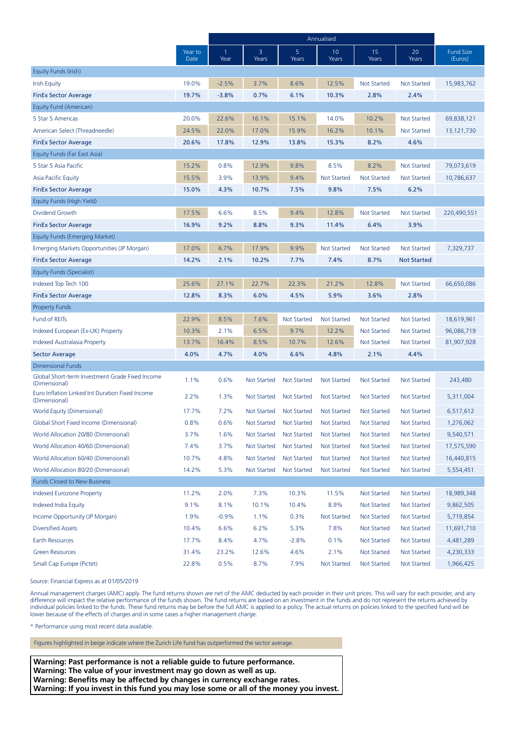| | Year to Date | Annualised | | | | | | Fund Size (Euros) |
|---|---|---|---|---|---|---|---|---|
| | | 1 Year | 3 Years | 5 Years | 10 Years | 15 Years | 20 Years | |
| **Equity Funds (Irish)** | | | | | | | | |
| Irish Equity | 19.0% | -2.5% | 3.7% | 8.6% | 12.5% | Not Started | Not Started | 15,983,762 |
| **FinEx Sector Average** | **19.7%** | **-3.8%** | **0.7%** | **6.1%** | **10.3%** | **2.8%** | **2.4%** | |
| **Equity Fund (American)** | | | | | | | | |
| 5 Star 5 Americas | 20.0% | 22.6% | 16.1% | 15.1% | 14.0% | 10.2% | Not Started | 69,838,121 |
| American Select (Threadneedle) | 24.5% | 22.0% | 17.0% | 15.9% | 16.2% | 10.1% | Not Started | 13,121,730 |
| **FinEx Sector Average** | **20.6%** | **17.8%** | **12.9%** | **13.8%** | **15.3%** | **8.2%** | **4.6%** | |
| **Equity Funds (Far East Asia)** | | | | | | | | |
| 5 Star 5 Asia Pacific | 15.2% | 0.8% | 12.9% | 9.8% | 8.5% | 8.2% | Not Started | 79,073,619 |
| Asia Pacific Equity | 15.5% | 3.9% | 13.9% | 9.4% | Not Started | Not Started | Not Started | 10,786,637 |
| **FinEx Sector Average** | **15.0%** | **4.3%** | **10.7%** | **7.5%** | **9.8%** | **7.5%** | **6.2%** | |
| **Equity Funds (High Yield)** | | | | | | | | |
| Dividend Growth | 17.5% | 6.6% | 8.5% | 9.4% | 12.8% | Not Started | Not Started | 220,490,551 |
| **FinEx Sector Average** | **16.9%** | **9.2%** | **8.8%** | **9.3%** | **11.4%** | **6.4%** | **3.9%** | |
| **Equity Funds (Emerging Market)** | | | | | | | | |
| Emerging Markets Opportunities (JP Morgan) | 17.0% | 6.7% | 17.9% | 9.9% | Not Started | Not Started | Not Started | 7,329,737 |
| **FinEx Sector Average** | **14.2%** | **2.1%** | **10.2%** | **7.7%** | **7.4%** | **8.7%** | **Not Started** | |
| **Equity Funds (Specialist)** | | | | | | | | |
| Indexed Top Tech 100 | 25.6% | 27.1% | 22.7% | 22.3% | 21.2% | 12.8% | Not Started | 66,650,086 |
| **FinEx Sector Average** | **12.8%** | **8.3%** | **6.0%** | **4.5%** | **5.9%** | **3.6%** | **2.8%** | |
| **Property Funds** | | | | | | | | |
| Fund of REITs | 22.9% | 8.5% | 7.6% | Not Started | Not Started | Not Started | Not Started | 18,619,961 |
| Indexed European (Ex-UK) Property | 10.3% | 2.1% | 6.5% | 9.7% | 12.2% | Not Started | Not Started | 96,086,719 |
| Indexed Australasia Property | 13.7% | 16.4% | 8.5% | 10.7% | 12.6% | Not Started | Not Started | 81,907,928 |
| **Sector Average** | **4.0%** | **4.7%** | **4.0%** | **6.6%** | **4.8%** | **2.1%** | **4.4%** | |
| **Dimensional Funds** | | | | | | | | |
| Global Short-term Investment Grade Fixed Income (Dimensional) | 1.1% | 0.6% | Not Started | Not Started | Not Started | Not Started | Not Started | 243,480 |
| Euro Inflation Linked Int Duration Fixed Income (Dimensional) | 2.2% | 1.3% | Not Started | Not Started | Not Started | Not Started | Not Started | 5,311,004 |
| World Equity (Dimensional) | 17.7% | 7.2% | Not Started | Not Started | Not Started | Not Started | Not Started | 6,517,612 |
| Global Short Fixed Income (Dimensional) | 0.8% | 0.6% | Not Started | Not Started | Not Started | Not Started | Not Started | 1,276,062 |
| World Allocation 20/80 (Dimensional) | 3.7% | 1.6% | Not Started | Not Started | Not Started | Not Started | Not Started | 9,540,571 |
| World Allocation 40/60 (Dimensional) | 7.4% | 3.7% | Not Started | Not Started | Not Started | Not Started | Not Started | 17,575,590 |
| World Allocation 60/40 (Dimensional) | 10.7% | 4.8% | Not Started | Not Started | Not Started | Not Started | Not Started | 16,440,815 |
| World Allocation 80/20 (Dimensional) | 14.2% | 5.3% | Not Started | Not Started | Not Started | Not Started | Not Started | 5,554,451 |
| **Funds Closed to New Business** | | | | | | | | |
| Indexed Eurozone Property | 11.2% | 2.0% | 7.3% | 10.3% | 11.5% | Not Started | Not Started | 18,989,348 |
| Indexed India Equity | 9.1% | 8.1% | 10.1% | 10.4% | 8.9% | Not Started | Not Started | 9,862,505 |
| Income Opportunity (JP Morgan) | 1.9% | -0.9% | 1.1% | 0.3% | Not Started | Not Started | Not Started | 5,719,854 |
| Diversified Assets | 10.4% | 6.6% | 6.2% | 5.3% | 7.8% | Not Started | Not Started | 11,691,710 |
| Earth Resources | 17.7% | 8.4% | 4.7% | -2.8% | 0.1% | Not Started | Not Started | 4,481,289 |
| Green Resources | 31.4% | 23.2% | 12.6% | 4.6% | 2.1% | Not Started | Not Started | 4,230,333 |
| Small Cap Europe (Pictet) | 22.8% | 0.5% | 8.7% | 7.9% | Not Started | Not Started | Not Started | 1,966,425 |

Source: Financial Express as at 01/05/2019

Annual management charges (AMC) apply. The fund returns shown are net of the AMC deducted by each provider in their unit prices. This will vary for each provider, and any difference will impact the relative performance of the funds shown. The fund returns are based on an investment in the funds and do not represent the returns achieved by individual policies linked to the funds. These fund returns may be before the full AMC is applied to a policy. The actual returns on policies linked to the specified fund will be lower because of the effects of charges and in some cases a higher management charge.

* Performance using most recent data available.

Figures highlighted in beige indicate where the Zurich Life fund has outperformed the sector average.

**Warning: Past performance is not a reliable guide to future performance.**
**Warning: The value of your investment may go down as well as up.**
**Warning: Benefits may be affected by changes in currency exchange rates.**
**Warning: If you invest in this fund you may lose some or all of the money you invest.**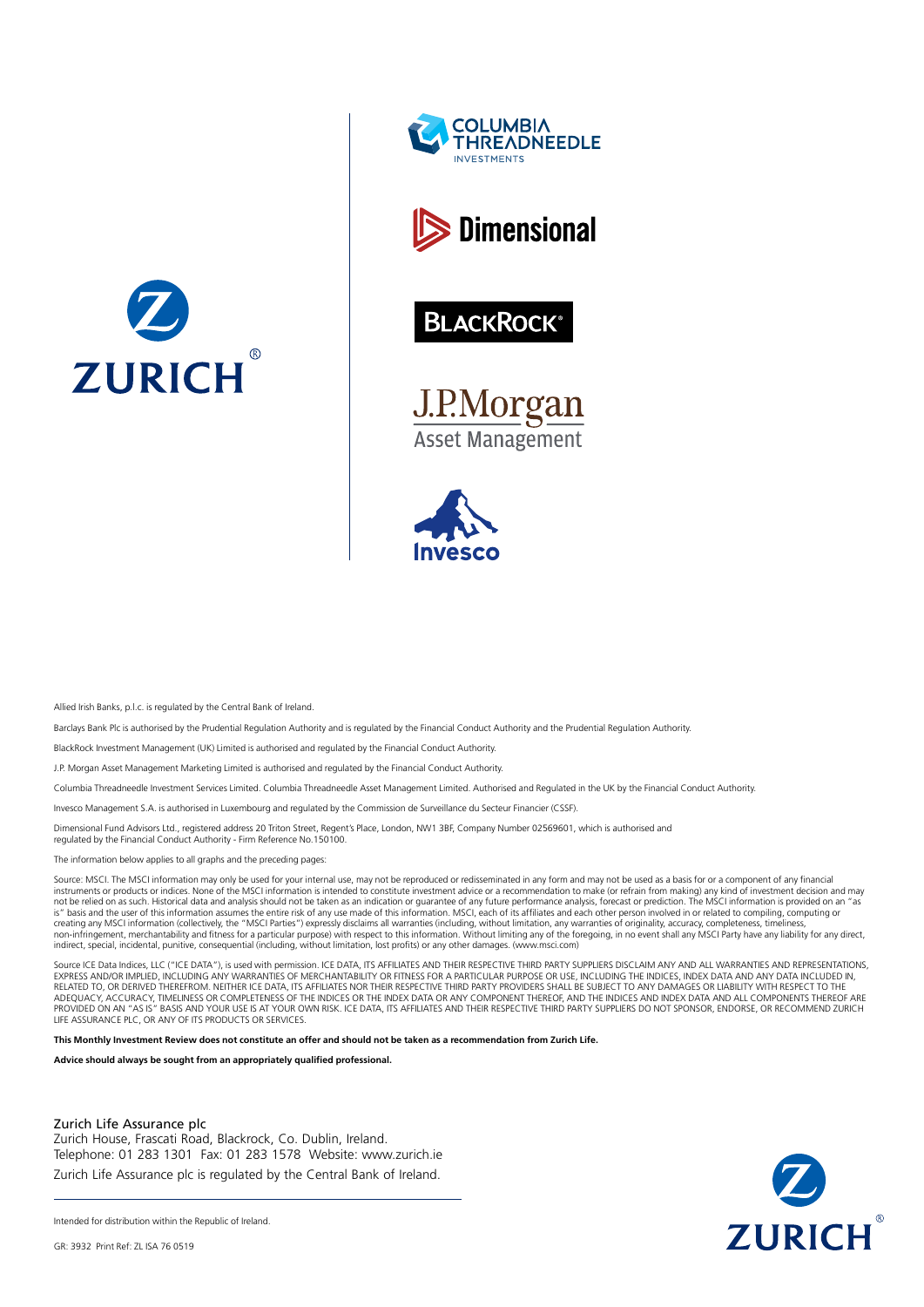Allied Irish Banks, p.l.c. is regulated by the Central Bank of Ireland.

Barclays Bank Plc is authorised by the Prudential Regulation Authority and is regulated by the Financial Conduct Authority and the Prudential Regulation Authority.

BlackRock Investment Management (UK) Limited is authorised and regulated by the Financial Conduct Authority.

J.P. Morgan Asset Management Marketing Limited is authorised and regulated by the Financial Conduct Authority.

Columbia Threadneedle Investment Services Limited. Columbia Threadneedle Asset Management Limited. Authorised and Regulated in the UK by the Financial Conduct Authority.

Invesco Management S.A. is authorised in Luxembourg and regulated by the Commission de Surveillance du Secteur Financier (CSSF).

Dimensional Fund Advisors Ltd., registered address 20 Triton Street, Regent's Place, London, NW1 3BF, Company Number 02569601, which is authorised and regulated by the Financial Conduct Authority - Firm Reference No.150100.

The information below applies to all graphs and the preceding pages:

Source: MSCI. The MSCI information may only be used for your internal use, may not be reproduced or redisseminated in any form and may not be used as a basis for or a component of any financial instruments or products or indices. None of the MSCI information is intended to constitute investment advice or a recommendation to make (or refrain from making) any kind of investment decision and may not be relied on as such. Historical data and analysis should not be taken as an indication or guarantee of any future performance analysis, forecast or prediction. The MSCI information is provided on an "as is" basis and the user of this information assumes the entire risk of any use made of this information. MSCI, each of its affiliates and each other person involved in or related to compiling, computing or creating any MSCI information (collectively, the "MSCI Parties") expressly disclaims all warranties (including, without limitation, any warranties of originality, accuracy, completeness, timeliness, non-infringement, merchantability and fitness for a particular purpose) with respect to this information. Without limiting any of the foregoing, in no event shall any MSCI Party have any liability for any direct, indirect, special, incidental, punitive, consequential (including, without limitation, lost profits) or any other damages. (www.msci.com)

Source ICE Data Indices, LLC ("ICE DATA"), is used with permission. ICE DATA, ITS AFFILIATES AND THEIR RESPECTIVE THIRD PARTY SUPPLIERS DISCLAIM ANY AND ALL WARRANTIES AND REPRESENTATIONS, EXPRESS AND/OR IMPLIED, INCLUDING ANY WARRANTIES OF MERCHANTABILITY OR FITNESS FOR A PARTICULAR PURPOSE OR USE, INCLUDING THE INDICES, INDEX DATA AND ANY DATA INCLUDED IN, RELATED TO, OR DERIVED THEREFROM. NEITHER ICE DATA, ITS AFFILIATES NOR THEIR RESPECTIVE THIRD PARTY PROVIDERS SHALL BE SUBJECT TO ANY DAMAGES OR LIABILITY WITH RESPECT TO THE ADEQUACY, ACCURACY, TIMELINESS OR COMPLETENESS OF THE INDICES OR THE INDEX DATA OR ANY COMPONENT THEREOF, AND THE INDICES AND INDEX DATA AND ALL COMPONENTS THEREOF ARE PROVIDED ON AN "AS IS" BASIS AND YOUR USE IS AT YOUR OWN RISK. ICE DATA, ITS AFFILIATES AND THEIR RESPECTIVE THIRD PARTY SUPPLIERS DO NOT SPONSOR, ENDORSE, OR RECOMMEND ZURICH LIFE ASSURANCE PLC, OR ANY OF ITS PRODUCTS OR SERVICES.

**This Monthly Investment Review does not constitute an offer and should not be taken as a recommendation from Zurich Life.**

**Advice should always be sought from an appropriately qualified professional.**

Zurich Life Assurance plc
Zurich House, Frascati Road, Blackrock, Co. Dublin, Ireland.
Telephone: 01 283 1301 Fax: 01 283 1578 Website: www.zurich.ie
Zurich Life Assurance plc is regulated by the Central Bank of Ireland.

Intended for distribution within the Republic of Ireland.

GR: 3932 Print Ref: ZL ISA 76 0519